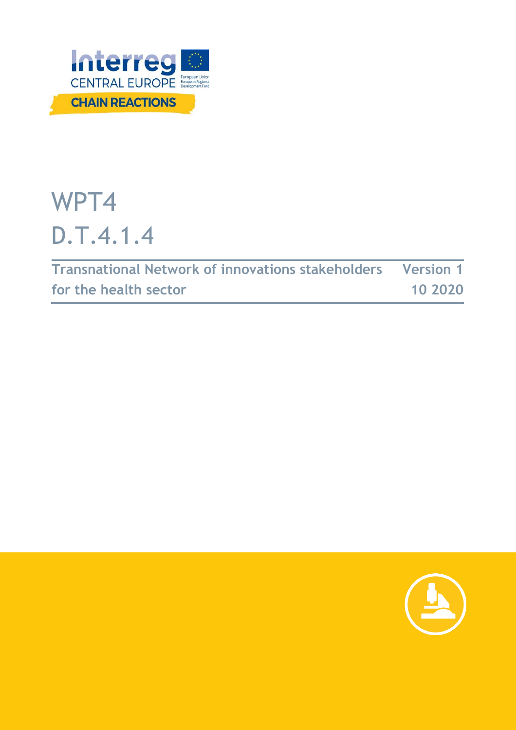Interreg
CENTRAL EUROPE
European Union
European Regional Development Fund

CHAIN REACTIONS

# WPT4

# D.T.4.1.4

| Transnational Network of innovations stakeholders for the health sector | Version 1 10 2020 |
| --- | --- |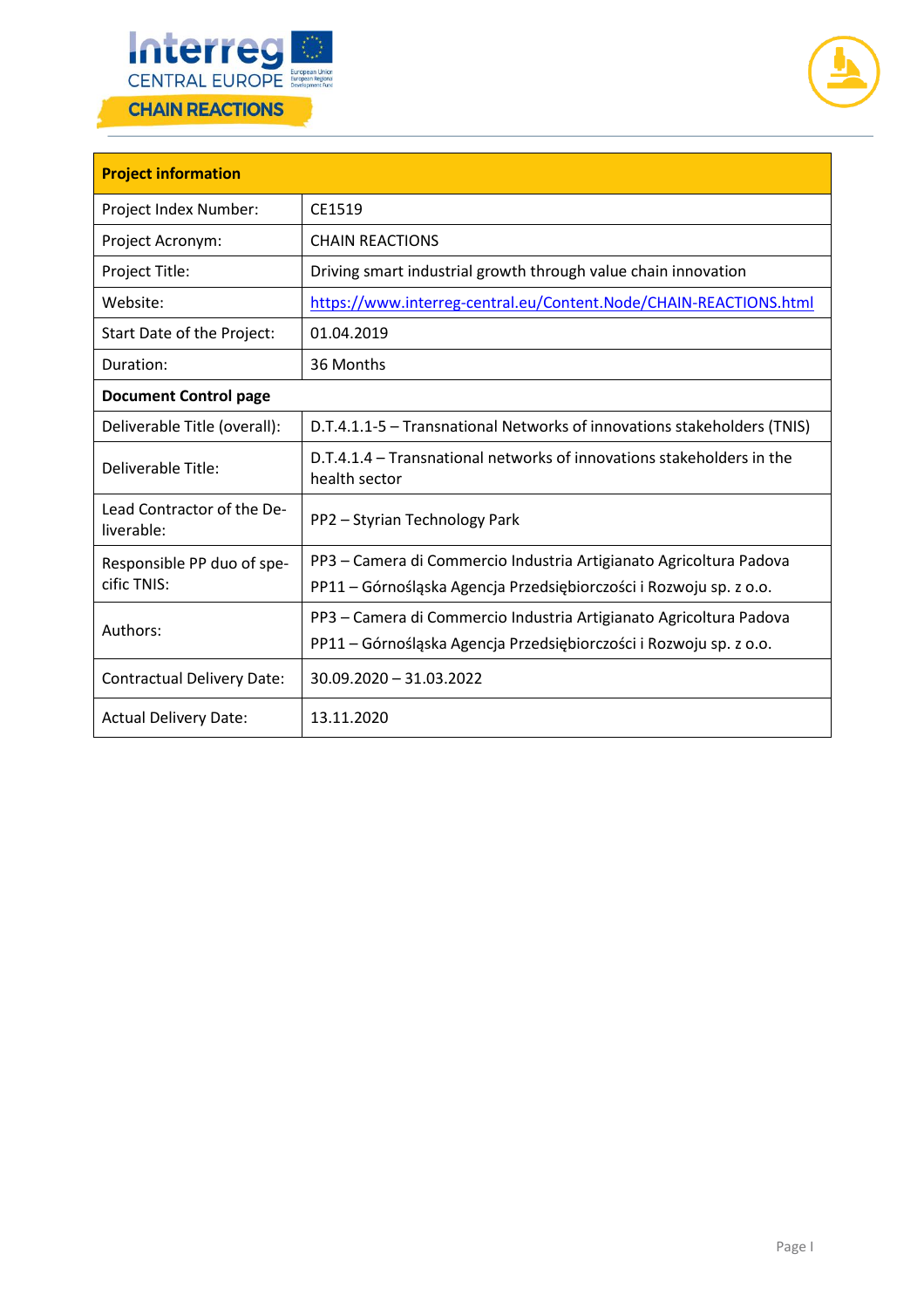| Project information | |
|---|---|
| Project Index Number: | CE1519 |
| Project Acronym: | CHAIN REACTIONS |
| Project Title: | Driving smart industrial growth through value chain innovation |
| Website: | https://www.interreg-central.eu/Content.Node/CHAIN-REACTIONS.html |
| Start Date of the Project: | 01.04.2019 |
| Duration: | 36 Months |
| **Document Control page** | |
| Deliverable Title (overall): | D.T.4.1.1-5 – Transnational Networks of innovations stakeholders (TNIS) |
| Deliverable Title: | D.T.4.1.4 – Transnational networks of innovations stakeholders in the health sector |
| Lead Contractor of the Deliverable: | PP2 – Styrian Technology Park |
| Responsible PP duo of specific TNIS: | PP3 – Camera di Commercio Industria Artigianato Agricoltura Padova<br>PP11 – Górnośląska Agencja Przedsiębiorczości i Rozwoju sp. z o.o. |
| Authors: | PP3 – Camera di Commercio Industria Artigianato Agricoltura Padova<br>PP11 – Górnośląska Agencja Przedsiębiorczości i Rozwoju sp. z o.o. |
| Contractual Delivery Date: | 30.09.2020 – 31.03.2022 |
| Actual Delivery Date: | 13.11.2020 |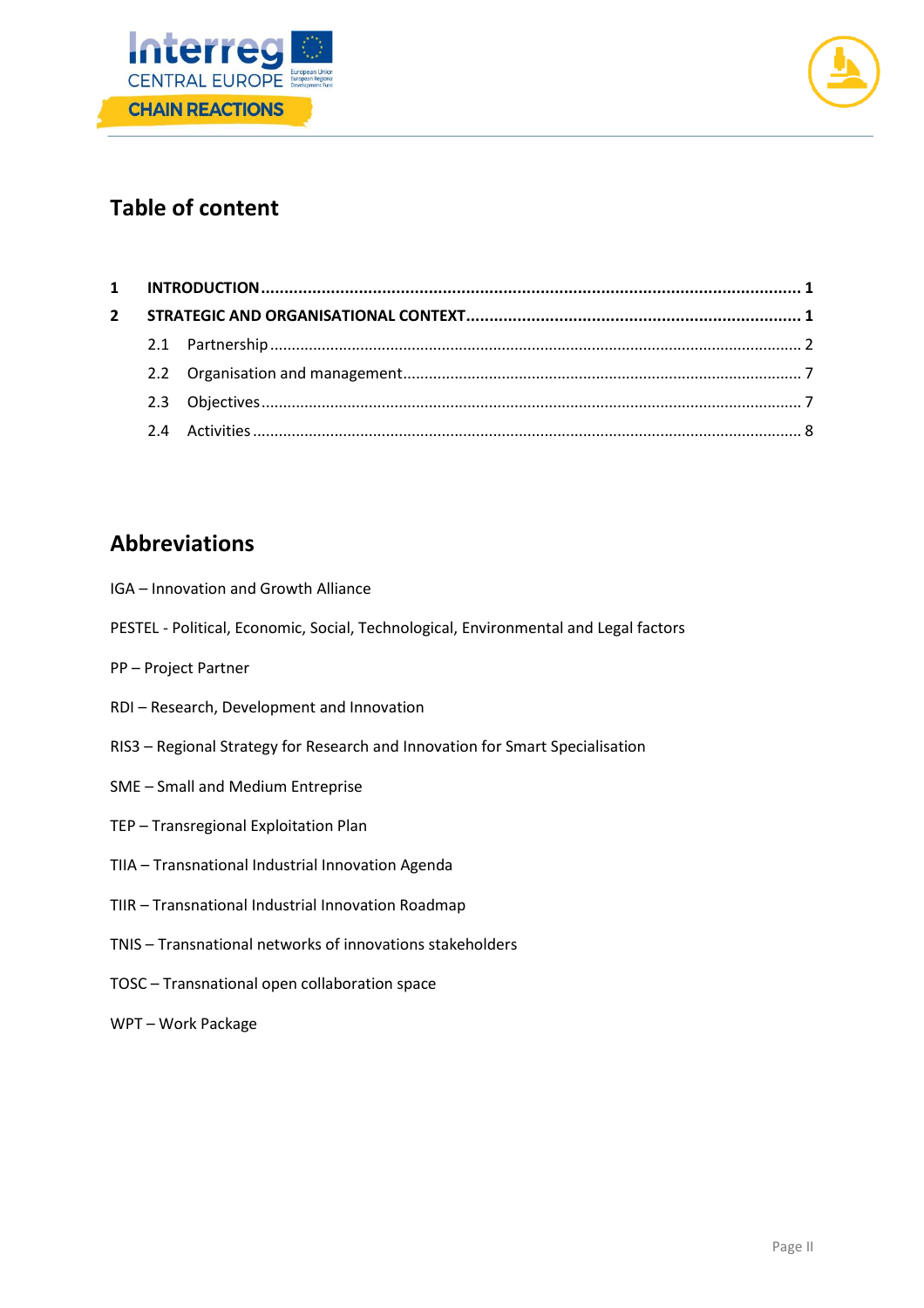## Table of content

| | | |
|---|---|---|
| **1** | **INTRODUCTION** | **1** |
| **2** | **STRATEGIC AND ORGANISATIONAL CONTEXT** | **1** |
| 2.1 | Partnership | 2 |
| 2.2 | Organisation and management | 7 |
| 2.3 | Objectives | 7 |
| 2.4 | Activities | 8 |

## Abbreviations

IGA – Innovation and Growth Alliance

PESTEL - Political, Economic, Social, Technological, Environmental and Legal factors

PP – Project Partner

RDI – Research, Development and Innovation

RIS3 – Regional Strategy for Research and Innovation for Smart Specialisation

SME – Small and Medium Entreprise

TEP – Transregional Exploitation Plan

TIIA – Transnational Industrial Innovation Agenda

TIIR – Transnational Industrial Innovation Roadmap

TNIS – Transnational networks of innovations stakeholders

TOSC – Transnational open collaboration space

WPT – Work Package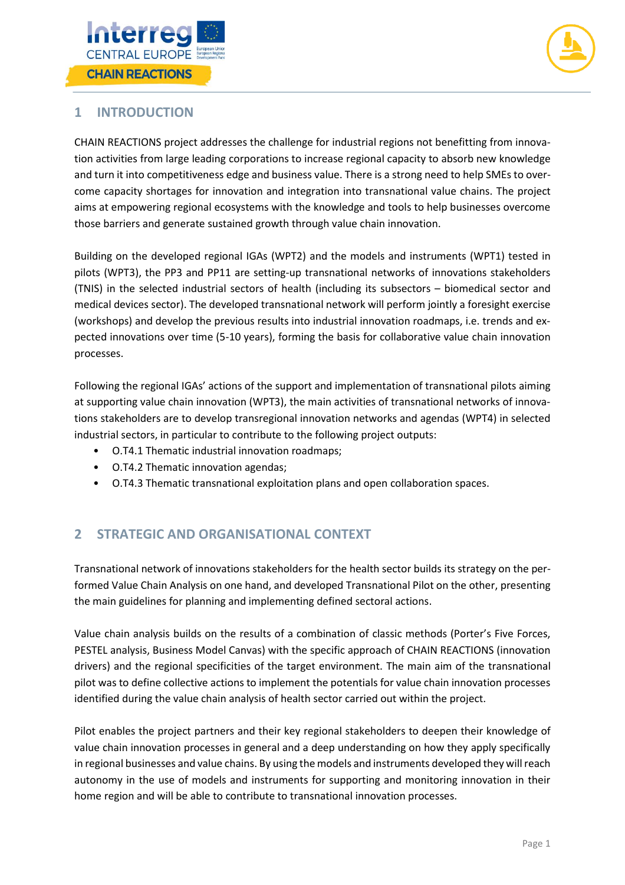## 1 INTRODUCTION

CHAIN REACTIONS project addresses the challenge for industrial regions not benefitting from innovation activities from large leading corporations to increase regional capacity to absorb new knowledge and turn it into competitiveness edge and business value. There is a strong need to help SMEs to overcome capacity shortages for innovation and integration into transnational value chains. The project aims at empowering regional ecosystems with the knowledge and tools to help businesses overcome those barriers and generate sustained growth through value chain innovation.

Building on the developed regional IGAs (WPT2) and the models and instruments (WPT1) tested in pilots (WPT3), the PP3 and PP11 are setting-up transnational networks of innovations stakeholders (TNIS) in the selected industrial sectors of health (including its subsectors – biomedical sector and medical devices sector). The developed transnational network will perform jointly a foresight exercise (workshops) and develop the previous results into industrial innovation roadmaps, i.e. trends and expected innovations over time (5-10 years), forming the basis for collaborative value chain innovation processes.

Following the regional IGAs' actions of the support and implementation of transnational pilots aiming at supporting value chain innovation (WPT3), the main activities of transnational networks of innovations stakeholders are to develop transregional innovation networks and agendas (WPT4) in selected industrial sectors, in particular to contribute to the following project outputs:

- O.T4.1 Thematic industrial innovation roadmaps;
- O.T4.2 Thematic innovation agendas;
- O.T4.3 Thematic transnational exploitation plans and open collaboration spaces.

## 2 STRATEGIC AND ORGANISATIONAL CONTEXT

Transnational network of innovations stakeholders for the health sector builds its strategy on the performed Value Chain Analysis on one hand, and developed Transnational Pilot on the other, presenting the main guidelines for planning and implementing defined sectoral actions.

Value chain analysis builds on the results of a combination of classic methods (Porter's Five Forces, PESTEL analysis, Business Model Canvas) with the specific approach of CHAIN REACTIONS (innovation drivers) and the regional specificities of the target environment. The main aim of the transnational pilot was to define collective actions to implement the potentials for value chain innovation processes identified during the value chain analysis of health sector carried out within the project.

Pilot enables the project partners and their key regional stakeholders to deepen their knowledge of value chain innovation processes in general and a deep understanding on how they apply specifically in regional businesses and value chains. By using the models and instruments developed they will reach autonomy in the use of models and instruments for supporting and monitoring innovation in their home region and will be able to contribute to transnational innovation processes.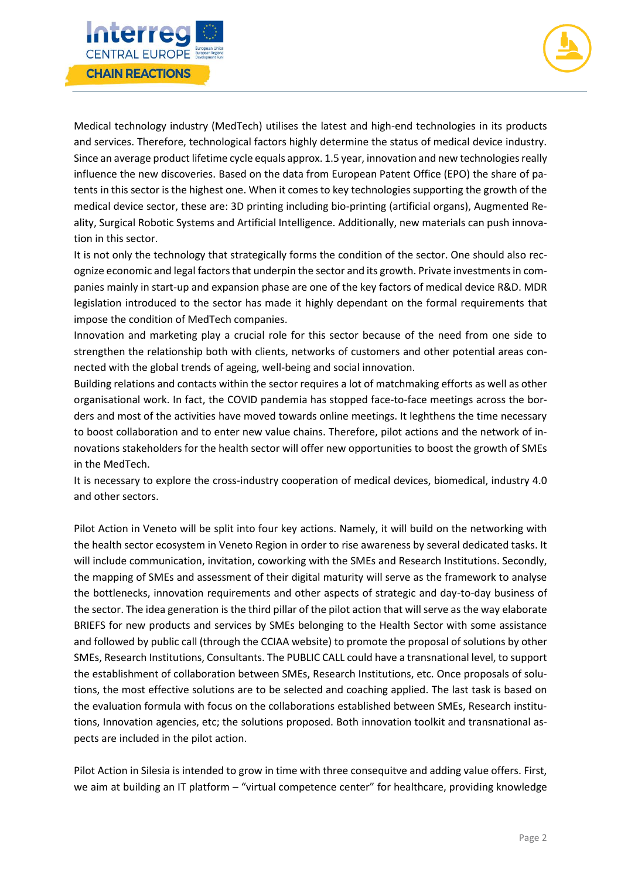Medical technology industry (MedTech) utilises the latest and high-end technologies in its products and services. Therefore, technological factors highly determine the status of medical device industry. Since an average product lifetime cycle equals approx. 1.5 year, innovation and new technologies really influence the new discoveries. Based on the data from European Patent Office (EPO) the share of patents in this sector is the highest one. When it comes to key technologies supporting the growth of the medical device sector, these are: 3D printing including bio-printing (artificial organs), Augmented Reality, Surgical Robotic Systems and Artificial Intelligence. Additionally, new materials can push innovation in this sector.

It is not only the technology that strategically forms the condition of the sector. One should also recognize economic and legal factors that underpin the sector and its growth. Private investments in companies mainly in start-up and expansion phase are one of the key factors of medical device R&D. MDR legislation introduced to the sector has made it highly dependant on the formal requirements that impose the condition of MedTech companies.

Innovation and marketing play a crucial role for this sector because of the need from one side to strengthen the relationship both with clients, networks of customers and other potential areas connected with the global trends of ageing, well-being and social innovation.

Building relations and contacts within the sector requires a lot of matchmaking efforts as well as other organisational work. In fact, the COVID pandemia has stopped face-to-face meetings across the borders and most of the activities have moved towards online meetings. It leghthens the time necessary to boost collaboration and to enter new value chains. Therefore, pilot actions and the network of innovations stakeholders for the health sector will offer new opportunities to boost the growth of SMEs in the MedTech.

It is necessary to explore the cross-industry cooperation of medical devices, biomedical, industry 4.0 and other sectors.

Pilot Action in Veneto will be split into four key actions. Namely, it will build on the networking with the health sector ecosystem in Veneto Region in order to rise awareness by several dedicated tasks. It will include communication, invitation, coworking with the SMEs and Research Institutions. Secondly, the mapping of SMEs and assessment of their digital maturity will serve as the framework to analyse the bottlenecks, innovation requirements and other aspects of strategic and day-to-day business of the sector. The idea generation is the third pillar of the pilot action that will serve as the way elaborate BRIEFS for new products and services by SMEs belonging to the Health Sector with some assistance and followed by public call (through the CCIAA website) to promote the proposal of solutions by other SMEs, Research Institutions, Consultants. The PUBLIC CALL could have a transnational level, to support the establishment of collaboration between SMEs, Research Institutions, etc. Once proposals of solutions, the most effective solutions are to be selected and coaching applied. The last task is based on the evaluation formula with focus on the collaborations established between SMEs, Research institutions, Innovation agencies, etc; the solutions proposed. Both innovation toolkit and transnational aspects are included in the pilot action.

Pilot Action in Silesia is intended to grow in time with three consequitve and adding value offers. First, we aim at building an IT platform – "virtual competence center" for healthcare, providing knowledge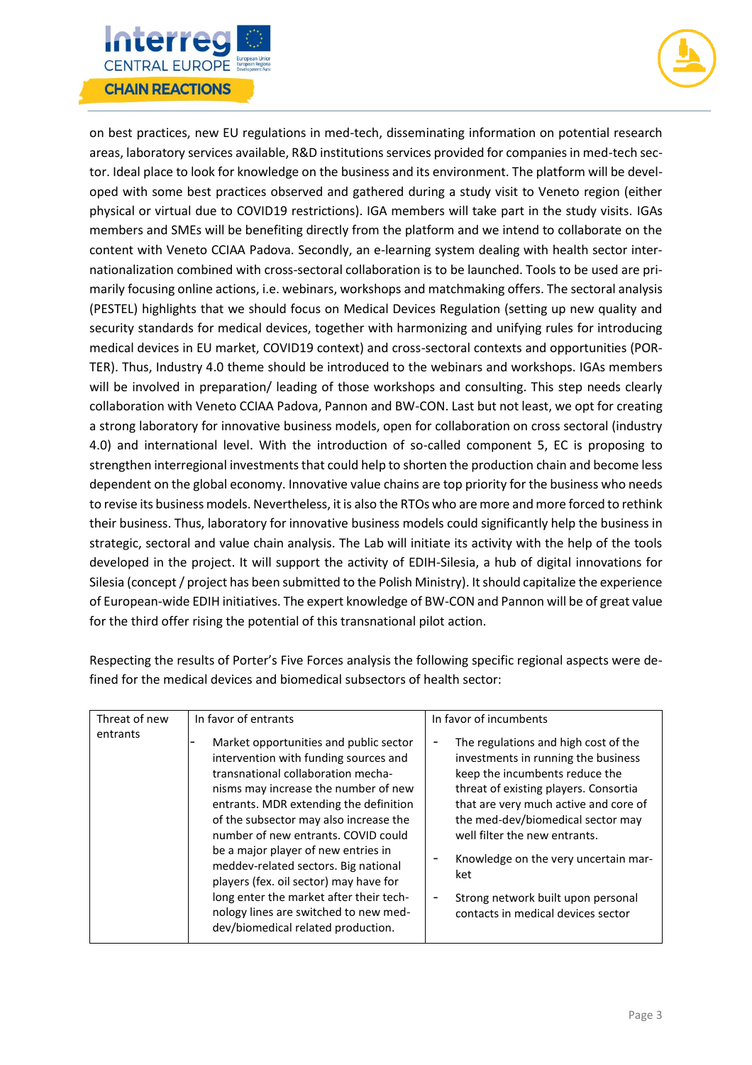on best practices, new EU regulations in med-tech, disseminating information on potential research areas, laboratory services available, R&D institutions services provided for companies in med-tech sector. Ideal place to look for knowledge on the business and its environment. The platform will be developed with some best practices observed and gathered during a study visit to Veneto region (either physical or virtual due to COVID19 restrictions). IGA members will take part in the study visits. IGAs members and SMEs will be benefiting directly from the platform and we intend to collaborate on the content with Veneto CCIAA Padova. Secondly, an e-learning system dealing with health sector internationalization combined with cross-sectoral collaboration is to be launched. Tools to be used are primarily focusing online actions, i.e. webinars, workshops and matchmaking offers. The sectoral analysis (PESTEL) highlights that we should focus on Medical Devices Regulation (setting up new quality and security standards for medical devices, together with harmonizing and unifying rules for introducing medical devices in EU market, COVID19 context) and cross-sectoral contexts and opportunities (PORTER). Thus, Industry 4.0 theme should be introduced to the webinars and workshops. IGAs members will be involved in preparation/ leading of those workshops and consulting. This step needs clearly collaboration with Veneto CCIAA Padova, Pannon and BW-CON. Last but not least, we opt for creating a strong laboratory for innovative business models, open for collaboration on cross sectoral (industry 4.0) and international level. With the introduction of so-called component 5, EC is proposing to strengthen interregional investments that could help to shorten the production chain and become less dependent on the global economy. Innovative value chains are top priority for the business who needs to revise its business models. Nevertheless, it is also the RTOs who are more and more forced to rethink their business. Thus, laboratory for innovative business models could significantly help the business in strategic, sectoral and value chain analysis. The Lab will initiate its activity with the help of the tools developed in the project. It will support the activity of EDIH-Silesia, a hub of digital innovations for Silesia (concept / project has been submitted to the Polish Ministry). It should capitalize the experience of European-wide EDIH initiatives. The expert knowledge of BW-CON and Pannon will be of great value for the third offer rising the potential of this transnational pilot action.

Respecting the results of Porter's Five Forces analysis the following specific regional aspects were defined for the medical devices and biomedical subsectors of health sector:

| Threat of new entrants | In favor of entrants | In favor of incumbents |
|---|---|---|
| | - Market opportunities and public sector intervention with funding sources and transnational collaboration mechanisms may increase the number of new entrants. MDR extending the definition of the subsector may also increase the number of new entrants. COVID could be a major player of new entries in meddev-related sectors. Big national players (fex. oil sector) may have for long enter the market after their technology lines are switched to new med-dev/biomedical related production. | - The regulations and high cost of the investments in running the business keep the incumbents reduce the threat of existing players. Consortia that are very much active and core of the med-dev/biomedical sector may well filter the new entrants.<br>- Knowledge on the very uncertain market<br>- Strong network built upon personal contacts in medical devices sector |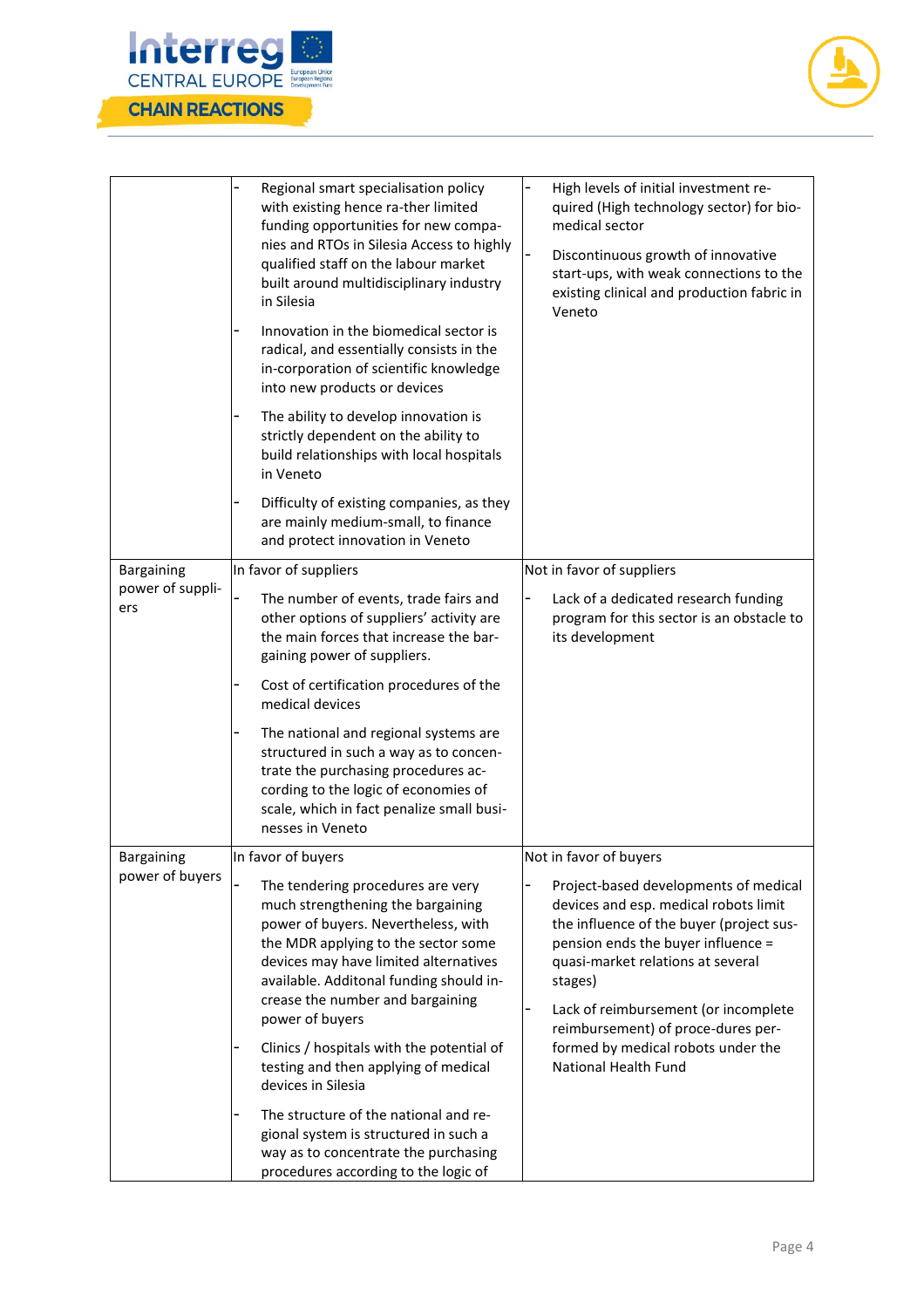| | | |
|---|---|---|
| | - Regional smart specialisation policy with existing hence ra-ther limited funding opportunities for new compa-nies and RTOs in Silesia Access to highly qualified staff on the labour market built around multidisciplinary industry in Silesia<br>- Innovation in the biomedical sector is radical, and essentially consists in the in-corporation of scientific knowledge into new products or devices<br>- The ability to develop innovation is strictly dependent on the ability to build relationships with local hospitals in Veneto<br>- Difficulty of existing companies, as they are mainly medium-small, to finance and protect innovation in Veneto | - High levels of initial investment re-quired (High technology sector) for bio-medical sector<br>- Discontinuous growth of innovative start-ups, with weak connections to the existing clinical and production fabric in Veneto |
| Bargaining power of suppli-ers | In favor of suppliers<br>- The number of events, trade fairs and other options of suppliers' activity are the main forces that increase the bar-gaining power of suppliers.<br>- Cost of certification procedures of the medical devices<br>- The national and regional systems are structured in such a way as to concen-trate the purchasing procedures ac-cording to the logic of economies of scale, which in fact penalize small busi-nesses in Veneto | Not in favor of suppliers<br>- Lack of a dedicated research funding program for this sector is an obstacle to its development |
| Bargaining power of buyers | In favor of buyers<br>- The tendering procedures are very much strengthening the bargaining power of buyers. Nevertheless, with the MDR applying to the sector some devices may have limited alternatives available. Additonal funding should in-crease the number and bargaining power of buyers<br>- Clinics / hospitals with the potential of testing and then applying of medical devices in Silesia<br>- The structure of the national and re-gional system is structured in such a way as to concentrate the purchasing procedures according to the logic of | Not in favor of buyers<br>- Project-based developments of medical devices and esp. medical robots limit the influence of the buyer (project sus-pension ends the buyer influence = quasi-market relations at several stages)<br>- Lack of reimbursement (or incomplete reimbursement) of proce-dures per-formed by medical robots under the National Health Fund |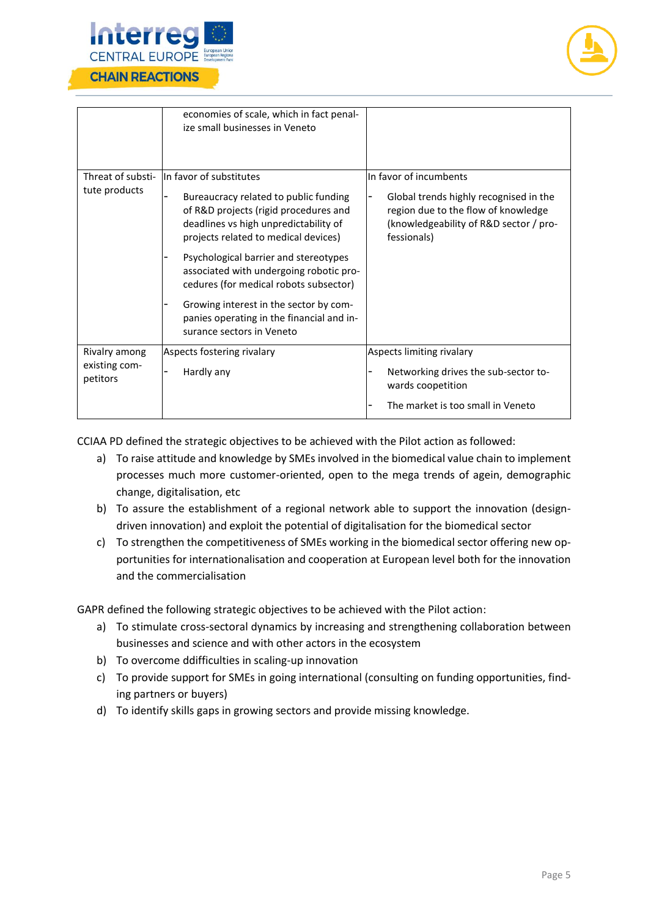|  |  |  |
|---|---|---|
|  | economies of scale, which in fact penalize small businesses in Veneto |  |
| Threat of substitute products | In favor of substitutes<br>- Bureaucracy related to public funding of R&D projects (rigid procedures and deadlines vs high unpredictability of projects related to medical devices)<br>- Psychological barrier and stereotypes associated with undergoing robotic procedures (for medical robots subsector)<br>- Growing interest in the sector by companies operating in the financial and insurance sectors in Veneto | In favor of incumbents<br>- Global trends highly recognised in the region due to the flow of knowledge (knowledgeability of R&D sector / professionals) |
| Rivalry among existing competitors | Aspects fostering rivalary<br>- Hardly any | Aspects limiting rivalary<br>- Networking drives the sub-sector towards coopetition<br>- The market is too small in Veneto |

CCIAA PD defined the strategic objectives to be achieved with the Pilot action as followed:

a) To raise attitude and knowledge by SMEs involved in the biomedical value chain to implement processes much more customer-oriented, open to the mega trends of agein, demographic change, digitalisation, etc
b) To assure the establishment of a regional network able to support the innovation (design-driven innovation) and exploit the potential of digitalisation for the biomedical sector
c) To strengthen the competitiveness of SMEs working in the biomedical sector offering new opportunities for internationalisation and cooperation at European level both for the innovation and the commercialisation

GAPR defined the following strategic objectives to be achieved with the Pilot action:

a) To stimulate cross-sectoral dynamics by increasing and strengthening collaboration between businesses and science and with other actors in the ecosystem
b) To overcome ddifficulties in scaling-up innovation
c) To provide support for SMEs in going international (consulting on funding opportunities, finding partners or buyers)
d) To identify skills gaps in growing sectors and provide missing knowledge.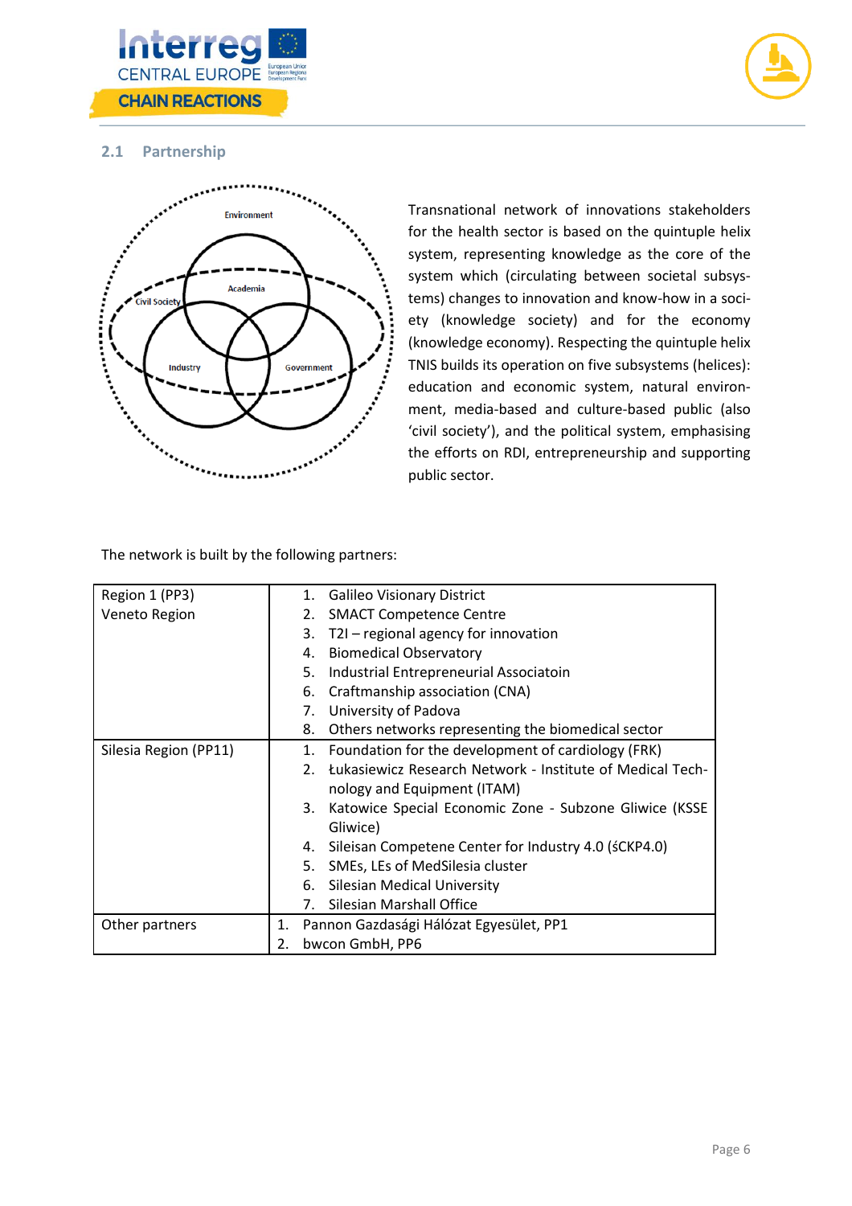## 2.1 Partnership

Transnational network of innovations stakeholders for the health sector is based on the quintuple helix system, representing knowledge as the core of the system which (circulating between societal subsystems) changes to innovation and know-how in a society (knowledge society) and for the economy (knowledge economy). Respecting the quintuple helix TNIS builds its operation on five subsystems (helices): education and economic system, natural environment, media-based and culture-based public (also 'civil society'), and the political system, emphasising the efforts on RDI, entrepreneurship and supporting public sector.

The network is built by the following partners:

| | |
|---|---|
| Region 1 (PP3)<br>Veneto Region | 1. Galileo Visionary District<br>2. SMACT Competence Centre<br>3. T2I – regional agency for innovation<br>4. Biomedical Observatory<br>5. Industrial Entrepreneurial Associatoin<br>6. Craftmanship association (CNA)<br>7. University of Padova<br>8. Others networks representing the biomedical sector |
| Silesia Region (PP11) | 1. Foundation for the development of cardiology (FRK)<br>2. Łukasiewicz Research Network - Institute of Medical Technology and Equipment (ITAM)<br>3. Katowice Special Economic Zone - Subzone Gliwice (KSSE Gliwice)<br>4. Sileisan Competene Center for Industry 4.0 (śCKP4.0)<br>5. SMEs, LEs of MedSilesia cluster<br>6. Silesian Medical University<br>7. Silesian Marshall Office |
| Other partners | 1. Pannon Gazdasági Hálózat Egyesület, PP1<br>2. bwcon GmbH, PP6 |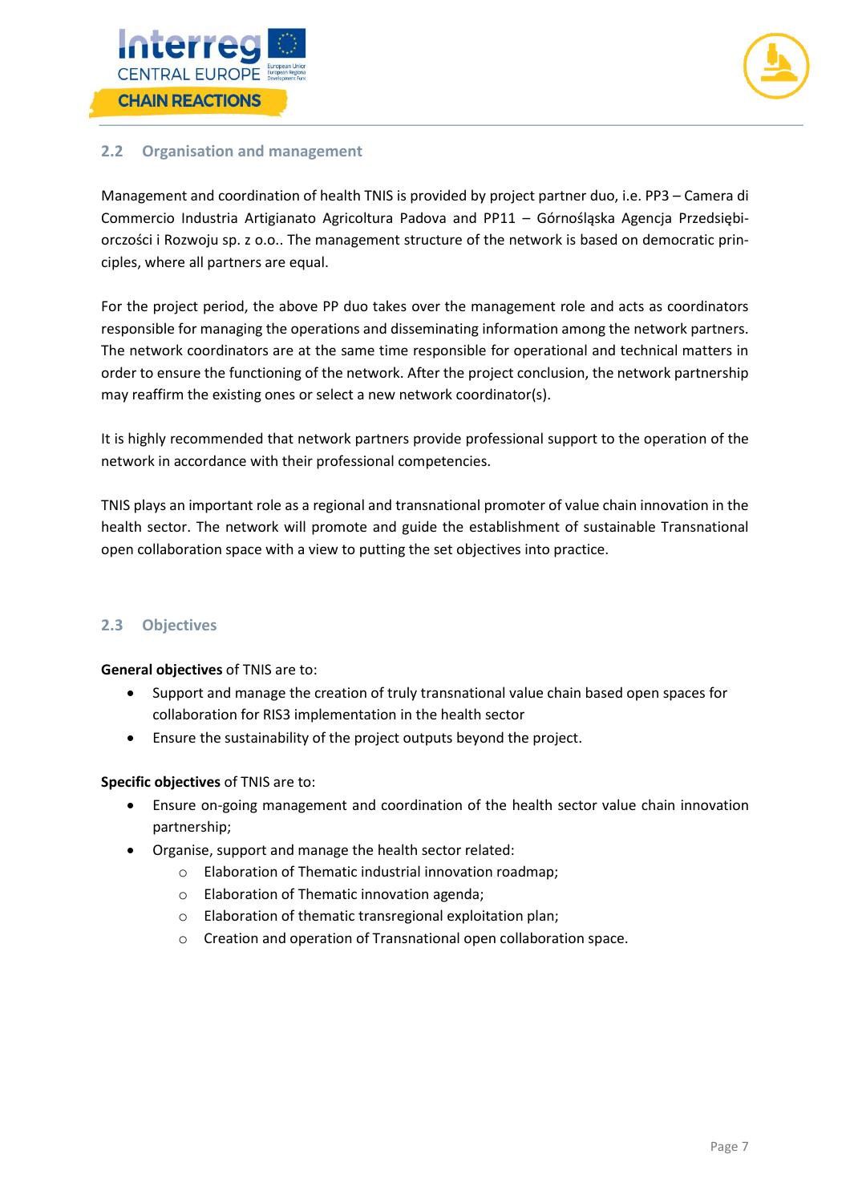## 2.2 Organisation and management

Management and coordination of health TNIS is provided by project partner duo, i.e. PP3 – Camera di Commercio Industria Artigianato Agricoltura Padova and PP11 – Górnośląska Agencja Przedsiębiorczości i Rozwoju sp. z o.o.. The management structure of the network is based on democratic principles, where all partners are equal.

For the project period, the above PP duo takes over the management role and acts as coordinators responsible for managing the operations and disseminating information among the network partners. The network coordinators are at the same time responsible for operational and technical matters in order to ensure the functioning of the network. After the project conclusion, the network partnership may reaffirm the existing ones or select a new network coordinator(s).

It is highly recommended that network partners provide professional support to the operation of the network in accordance with their professional competencies.

TNIS plays an important role as a regional and transnational promoter of value chain innovation in the health sector. The network will promote and guide the establishment of sustainable Transnational open collaboration space with a view to putting the set objectives into practice.

## 2.3 Objectives

**General objectives** of TNIS are to:

- Support and manage the creation of truly transnational value chain based open spaces for collaboration for RIS3 implementation in the health sector
- Ensure the sustainability of the project outputs beyond the project.

**Specific objectives** of TNIS are to:

- Ensure on-going management and coordination of the health sector value chain innovation partnership;
- Organise, support and manage the health sector related:
  - Elaboration of Thematic industrial innovation roadmap;
  - Elaboration of Thematic innovation agenda;
  - Elaboration of thematic transregional exploitation plan;
  - Creation and operation of Transnational open collaboration space.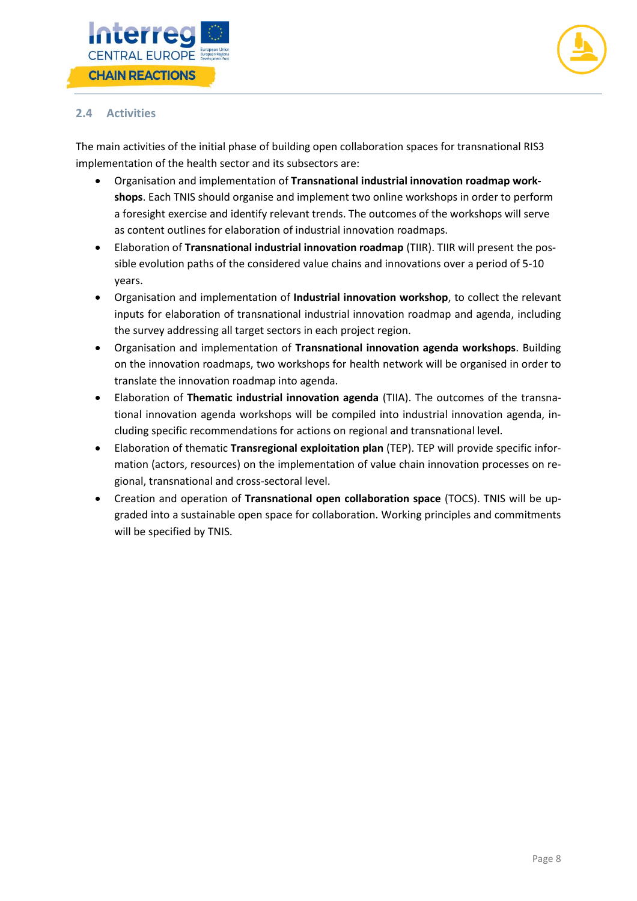## 2.4 Activities

The main activities of the initial phase of building open collaboration spaces for transnational RIS3 implementation of the health sector and its subsectors are:

- Organisation and implementation of **Transnational industrial innovation roadmap workshops**. Each TNIS should organise and implement two online workshops in order to perform a foresight exercise and identify relevant trends. The outcomes of the workshops will serve as content outlines for elaboration of industrial innovation roadmaps.
- Elaboration of **Transnational industrial innovation roadmap** (TIIR). TIIR will present the possible evolution paths of the considered value chains and innovations over a period of 5-10 years.
- Organisation and implementation of **Industrial innovation workshop**, to collect the relevant inputs for elaboration of transnational industrial innovation roadmap and agenda, including the survey addressing all target sectors in each project region.
- Organisation and implementation of **Transnational innovation agenda workshops**. Building on the innovation roadmaps, two workshops for health network will be organised in order to translate the innovation roadmap into agenda.
- Elaboration of **Thematic industrial innovation agenda** (TIIA). The outcomes of the transnational innovation agenda workshops will be compiled into industrial innovation agenda, including specific recommendations for actions on regional and transnational level.
- Elaboration of thematic **Transregional exploitation plan** (TEP). TEP will provide specific information (actors, resources) on the implementation of value chain innovation processes on regional, transnational and cross-sectoral level.
- Creation and operation of **Transnational open collaboration space** (TOCS). TNIS will be upgraded into a sustainable open space for collaboration. Working principles and commitments will be specified by TNIS.